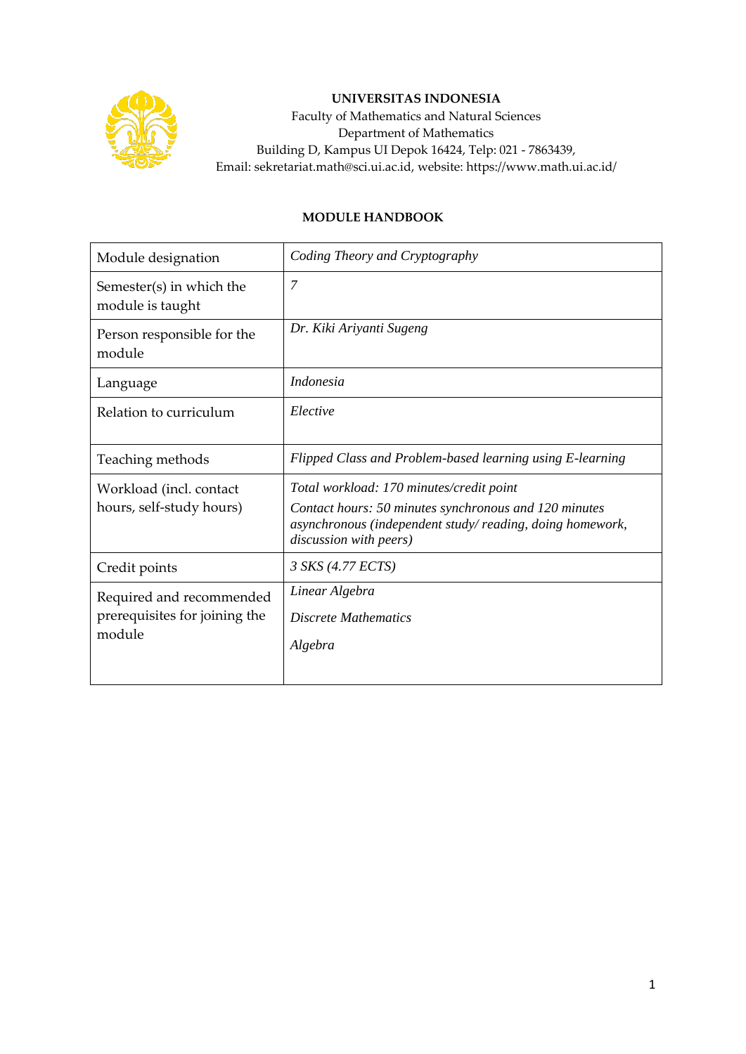**UNIVERSITAS INDONESIA**
Faculty of Mathematics and Natural Sciences
Department of Mathematics
Building D, Kampus UI Depok 16424, Telp: 021 - 7863439,
Email: sekretariat.math@sci.ui.ac.id, website: https://www.math.ui.ac.id/

# MODULE HANDBOOK

| Module designation | *Coding Theory and Cryptography* |
|---|---|
| Semester(s) in which the module is taught | *7* |
| Person responsible for the module | *Dr. Kiki Ariyanti Sugeng* |
| Language | *Indonesia* |
| Relation to curriculum | *Elective* |
| Teaching methods | *Flipped Class and Problem-based learning using E-learning* |
| Workload (incl. contact hours, self-study hours) | *Total workload: 170 minutes/credit point*<br>*Contact hours: 50 minutes synchronous and 120 minutes asynchronous (independent study/ reading, doing homework, discussion with peers)* |
| Credit points | *3 SKS (4.77 ECTS)* |
| Required and recommended prerequisites for joining the module | *Linear Algebra*<br>*Discrete Mathematics*<br>*Algebra* |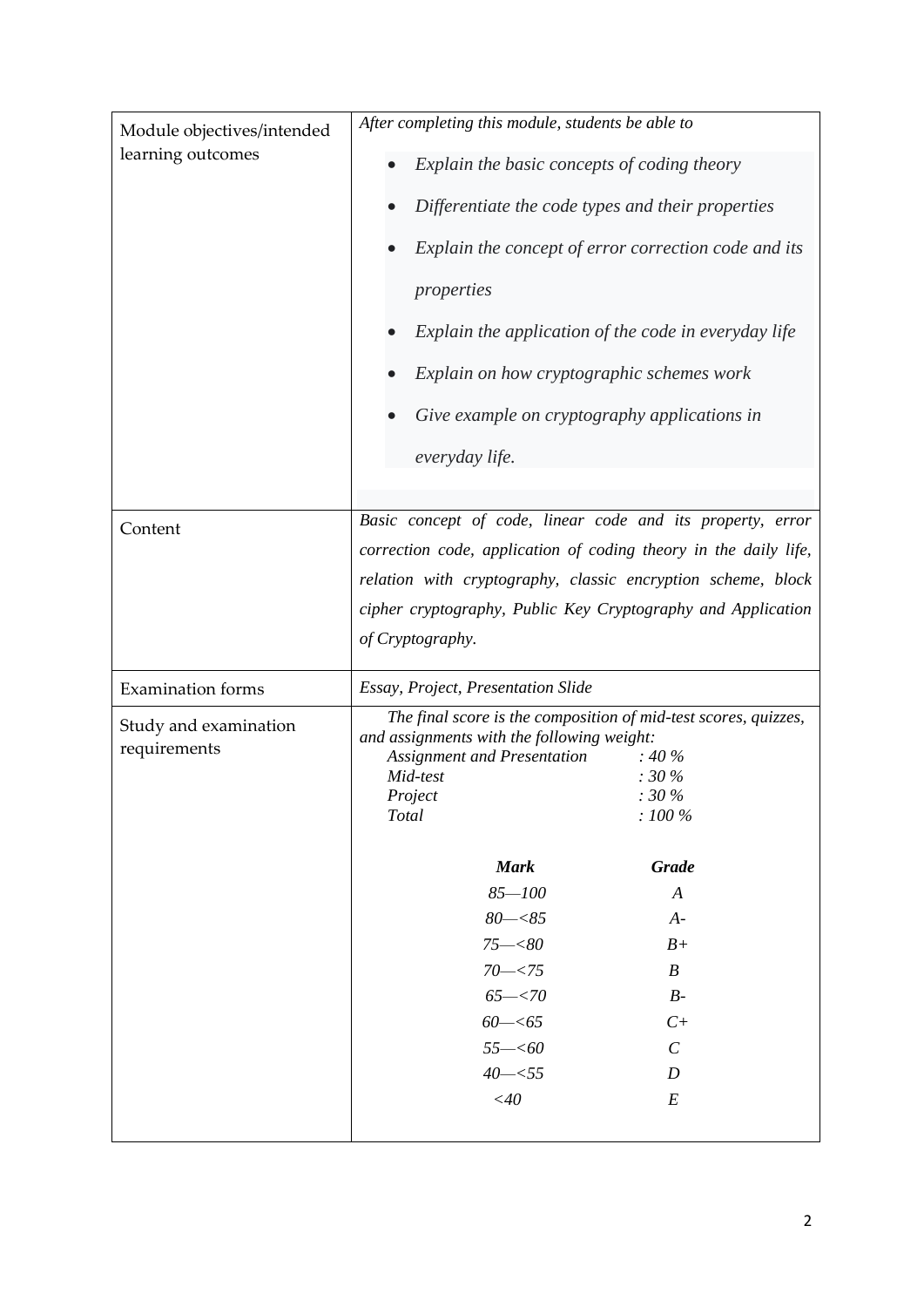| Module objectives/intended learning outcomes | *After completing this module, students be able to*<br>• *Explain the basic concepts of coding theory*<br>• *Differentiate the code types and their properties*<br>• *Explain the concept of error correction code and its properties*<br>• *Explain the application of the code in everyday life*<br>• *Explain on how cryptographic schemes work*<br>• *Give example on cryptography applications in everyday life.* |
|---|---|
| Content | *Basic concept of code, linear code and its property, error correction code, application of coding theory in the daily life, relation with cryptography, classic encryption scheme, block cipher cryptography, Public Key Cryptography and Application of Cryptography.* |
| Examination forms | *Essay, Project, Presentation Slide* |
| Study and examination requirements | *The final score is the composition of mid-test scores, quizzes, and assignments with the following weight:*<br>*Assignment and Presentation : 40 %*<br>*Mid-test : 30 %*<br>*Project : 30 %*<br>*Total : 100 %*<br><br>***Mark*** — ***Grade***<br>*85—100* — *A*<br>*80—<85* — *A-*<br>*75—<80* — *B+*<br>*70—<75* — *B*<br>*65—<70* — *B-*<br>*60—<65* — *C+*<br>*55—<60* — *C*<br>*40—<55* — *D*<br>*<40* — *E* |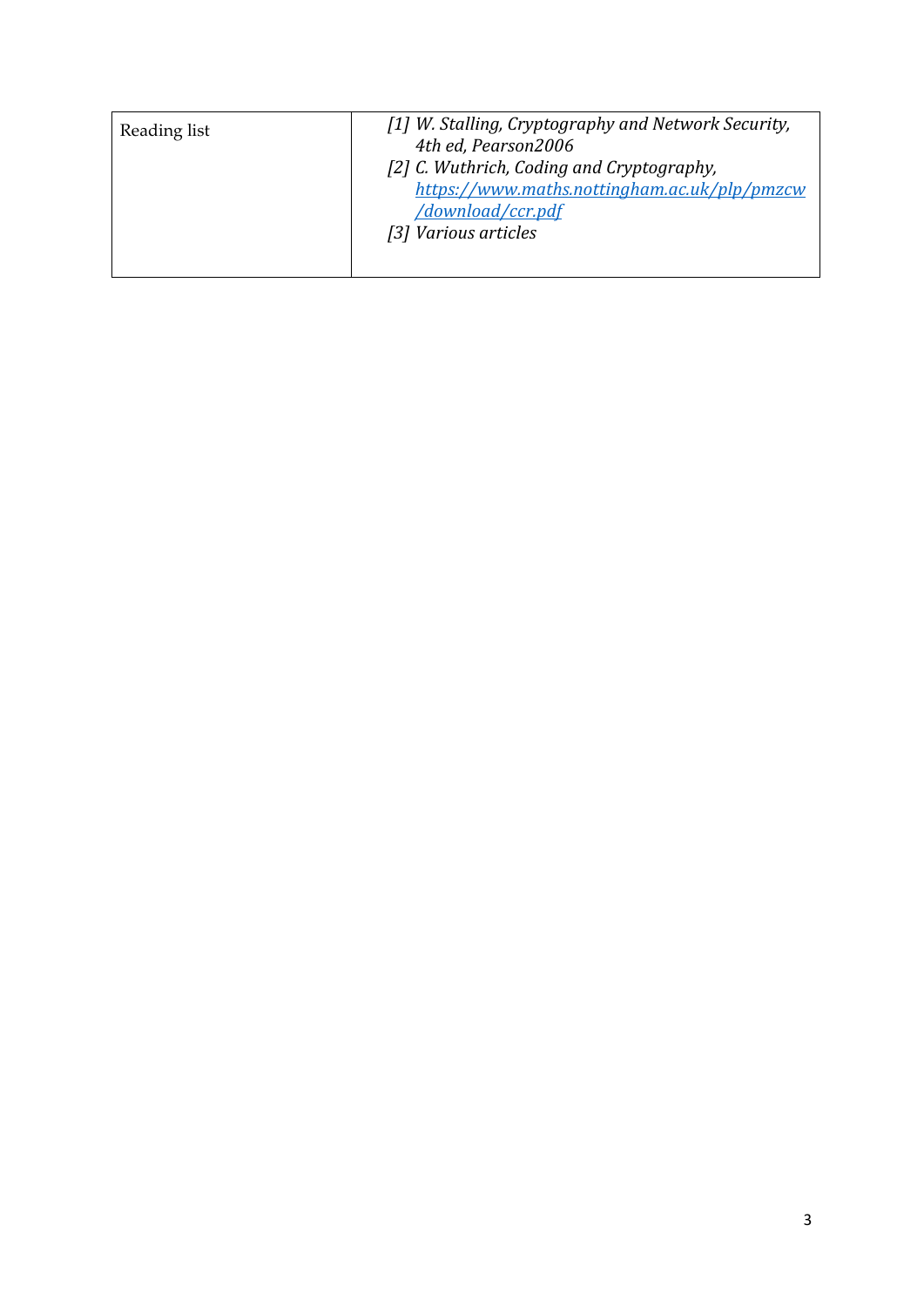| | |
|---|---|
| Reading list | *[1] W. Stalling, Cryptography and Network Security, 4th ed, Pearson2006*<br>*[2] C. Wuthrich, Coding and Cryptography, [https://www.maths.nottingham.ac.uk/plp/pmzcw/download/ccr.pdf](https://www.maths.nottingham.ac.uk/plp/pmzcw/download/ccr.pdf)*<br>*[3] Various articles* |